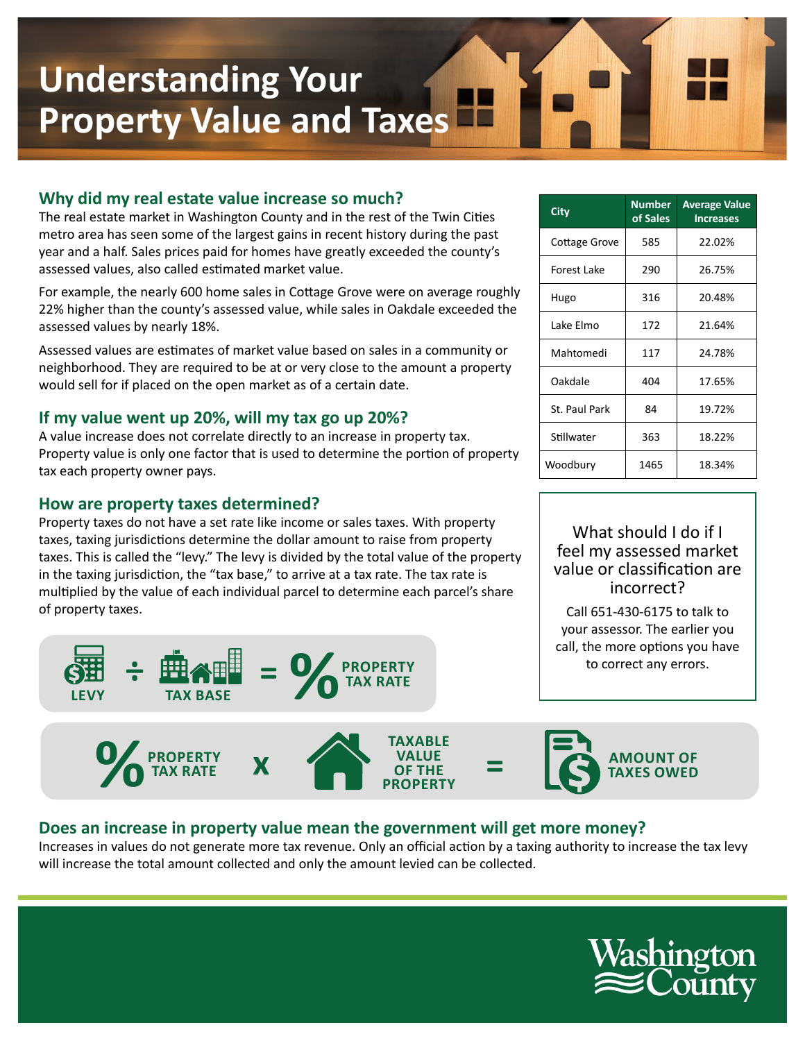# Understanding Your Property Value and Taxes

## Why did my real estate value increase so much?

The real estate market in Washington County and in the rest of the Twin Cities metro area has seen some of the largest gains in recent history during the past year and a half. Sales prices paid for homes have greatly exceeded the county's assessed values, also called estimated market value.

For example, the nearly 600 home sales in Cottage Grove were on average roughly 22% higher than the county's assessed value, while sales in Oakdale exceeded the assessed values by nearly 18%.

Assessed values are estimates of market value based on sales in a community or neighborhood. They are required to be at or very close to the amount a property would sell for if placed on the open market as of a certain date.

| City | Number of Sales | Average Value Increases |
|---|---|---|
| Cottage Grove | 585 | 22.02% |
| Forest Lake | 290 | 26.75% |
| Hugo | 316 | 20.48% |
| Lake Elmo | 172 | 21.64% |
| Mahtomedi | 117 | 24.78% |
| Oakdale | 404 | 17.65% |
| St. Paul Park | 84 | 19.72% |
| Stillwater | 363 | 18.22% |
| Woodbury | 1465 | 18.34% |

## If my value went up 20%, will my tax go up 20%?

A value increase does not correlate directly to an increase in property tax. Property value is only one factor that is used to determine the portion of property tax each property owner pays.

## How are property taxes determined?

Property taxes do not have a set rate like income or sales taxes. With property taxes, taxing jurisdictions determine the dollar amount to raise from property taxes. This is called the "levy." The levy is divided by the total value of the property in the taxing jurisdiction, the "tax base," to arrive at a tax rate. The tax rate is multiplied by the value of each individual parcel to determine each parcel's share of property taxes.

**LEVY ÷ TAX BASE = % PROPERTY TAX RATE**

**% PROPERTY TAX RATE x TAXABLE VALUE OF THE PROPERTY = AMOUNT OF TAXES OWED**

### What should I do if I feel my assessed market value or classification are incorrect?

Call 651-430-6175 to talk to your assessor. The earlier you call, the more options you have to correct any errors.

## Does an increase in property value mean the government will get more money?

Increases in values do not generate more tax revenue. Only an official action by a taxing authority to increase the tax levy will increase the total amount collected and only the amount levied can be collected.

Washington County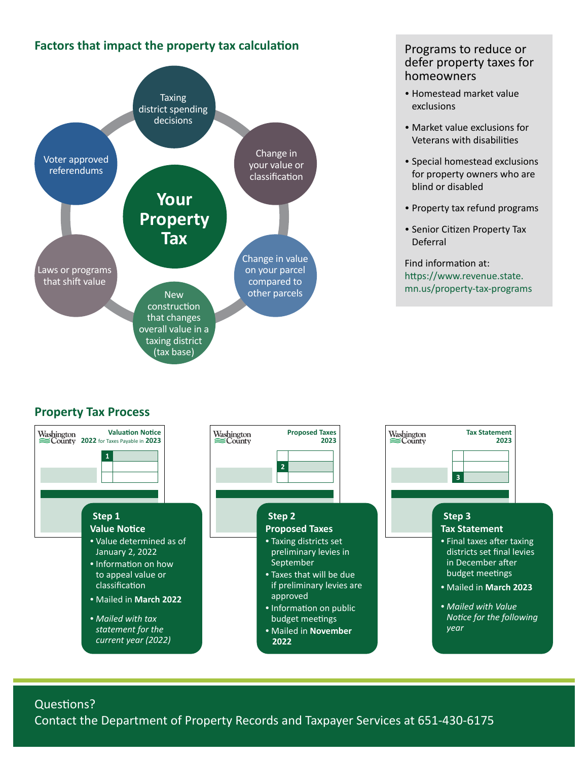## Factors that impact the property tax calculation

**Your Property Tax**

- Taxing district spending decisions
- Change in your value or classification
- Change in value on your parcel compared to other parcels
- New construction that changes overall value in a taxing district (tax base)
- Laws or programs that shift value
- Voter approved referendums

### Programs to reduce or defer property taxes for homeowners

- Homestead market value exclusions
- Market value exclusions for Veterans with disabilities
- Special homestead exclusions for property owners who are blind or disabled
- Property tax refund programs
- Senior Citizen Property Tax Deferral

Find information at: https://www.revenue.state.mn.us/property-tax-programs

## Property Tax Process

Washington County — Valuation Notice 2022 for Taxes Payable in 2023

**Step 1**
**Value Notice**

- Value determined as of January 2, 2022
- Information on how to appeal value or classification
- Mailed in **March 2022**
- *Mailed with tax statement for the current year (2022)*

Washington County — Proposed Taxes 2023

**Step 2**
**Proposed Taxes**

- Taxing districts set preliminary levies in September
- Taxes that will be due if preliminary levies are approved
- Information on public budget meetings
- Mailed in **November 2022**

Washington County — Tax Statement 2023

**Step 3**
**Tax Statement**

- Final taxes after taxing districts set final levies in December after budget meetings
- Mailed in **March 2023**
- *Mailed with Value Notice for the following year*

Questions?
Contact the Department of Property Records and Taxpayer Services at 651-430-6175